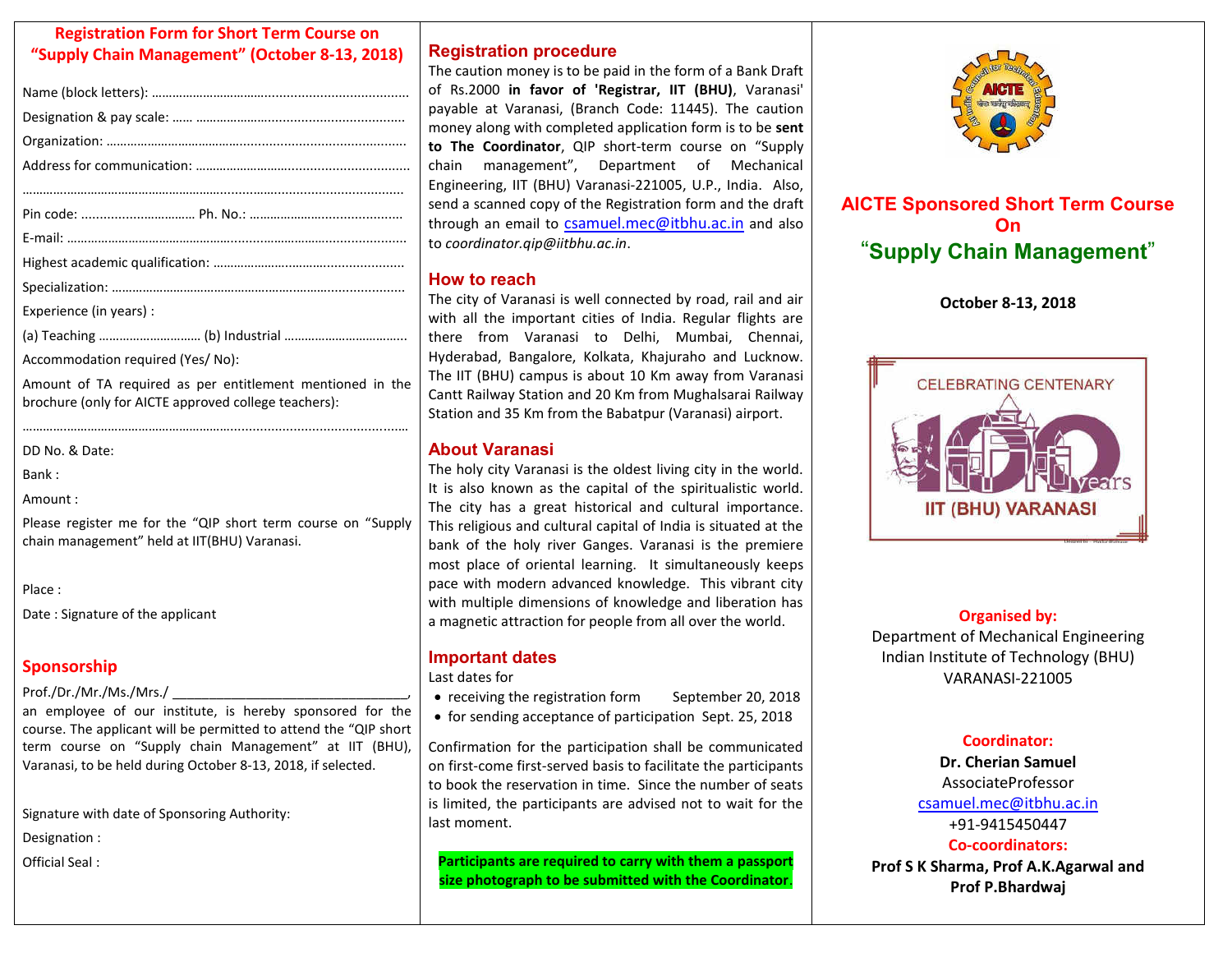## Registration Form for Short Term Course on "Supply Chain Management" (October 8-13, 2018)

Name (block letters): ……………………………………………………………

Designation & pay scale: …… ……………………………………………

Organization: ……………………………………………………………………

Address for communication: ……………………………………………

…………………………………………………………………………………………

Pin code: …………………………… Ph. No.: ……………………………………

E-mail: ……………………………………………………………………………………

Highest academic qualification: ………………………………………………

Specialization: ……………………………………………………………………

Experience (in years) :

(a) Teaching ……………………… (b) Industrial ……………………………

Accommodation required (Yes/ No):

Amount of TA required as per entitlement mentioned in the brochure (only for AICTE approved college teachers):

…………………………………………………………………………………………

DD No. & Date:

Bank :

Amount :

Please register me for the "QIP short term course on "Supply chain management" held at IIT(BHU) Varanasi.

Place :

Date : Signature of the applicant

## Sponsorship

Prof./Dr./Mr./Ms./Mrs./ ________________________________, an employee of our institute, is hereby sponsored for the course. The applicant will be permitted to attend the "QIP short term course on "Supply chain Management" at IIT (BHU), Varanasi, to be held during October 8-13, 2018, if selected.

Signature with date of Sponsoring Authority:

Designation :

Official Seal :

## Registration procedure

The caution money is to be paid in the form of a Bank Draft of Rs.2000 **in favor of 'Registrar, IIT (BHU)**, Varanasi' payable at Varanasi, (Branch Code: 11445). The caution money along with completed application form is to be **sent to The Coordinator**, QIP short-term course on "Supply chain management", Department of Mechanical Engineering, IIT (BHU) Varanasi-221005, U.P., India. Also, send a scanned copy of the Registration form and the draft through an email to csamuel.mec@itbhu.ac.in and also to *coordinator.qip@iitbhu.ac.in*.

## How to reach

The city of Varanasi is well connected by road, rail and air with all the important cities of India. Regular flights are there from Varanasi to Delhi, Mumbai, Chennai, Hyderabad, Bangalore, Kolkata, Khajuraho and Lucknow. The IIT (BHU) campus is about 10 Km away from Varanasi Cantt Railway Station and 20 Km from Mughalsarai Railway Station and 35 Km from the Babatpur (Varanasi) airport.

## About Varanasi

The holy city Varanasi is the oldest living city in the world. It is also known as the capital of the spiritualistic world. The city has a great historical and cultural importance. This religious and cultural capital of India is situated at the bank of the holy river Ganges. Varanasi is the premiere most place of oriental learning. It simultaneously keeps pace with modern advanced knowledge. This vibrant city with multiple dimensions of knowledge and liberation has a magnetic attraction for people from all over the world.

## Important dates

Last dates for

- receiving the registration form September 20, 2018
- for sending acceptance of participation Sept. 25, 2018

Confirmation for the participation shall be communicated on first-come first-served basis to facilitate the participants to book the reservation in time. Since the number of seats is limited, the participants are advised not to wait for the last moment.

**Participants are required to carry with them a passport size photograph to be submitted with the Coordinator.**

# AICTE Sponsored Short Term Course On "Supply Chain Management"

**October 8-13, 2018**

CELEBRATING CENTENARY 100 years IIT (BHU) VARANASI

**Organised by:**

Department of Mechanical Engineering
Indian Institute of Technology (BHU)
VARANASI-221005

**Coordinator:**

**Dr. Cherian Samuel**
AssociateProfessor
csamuel.mec@itbhu.ac.in
+91-9415450447

**Co-coordinators:**

**Prof S K Sharma, Prof A.K.Agarwal and Prof P.Bhardwaj**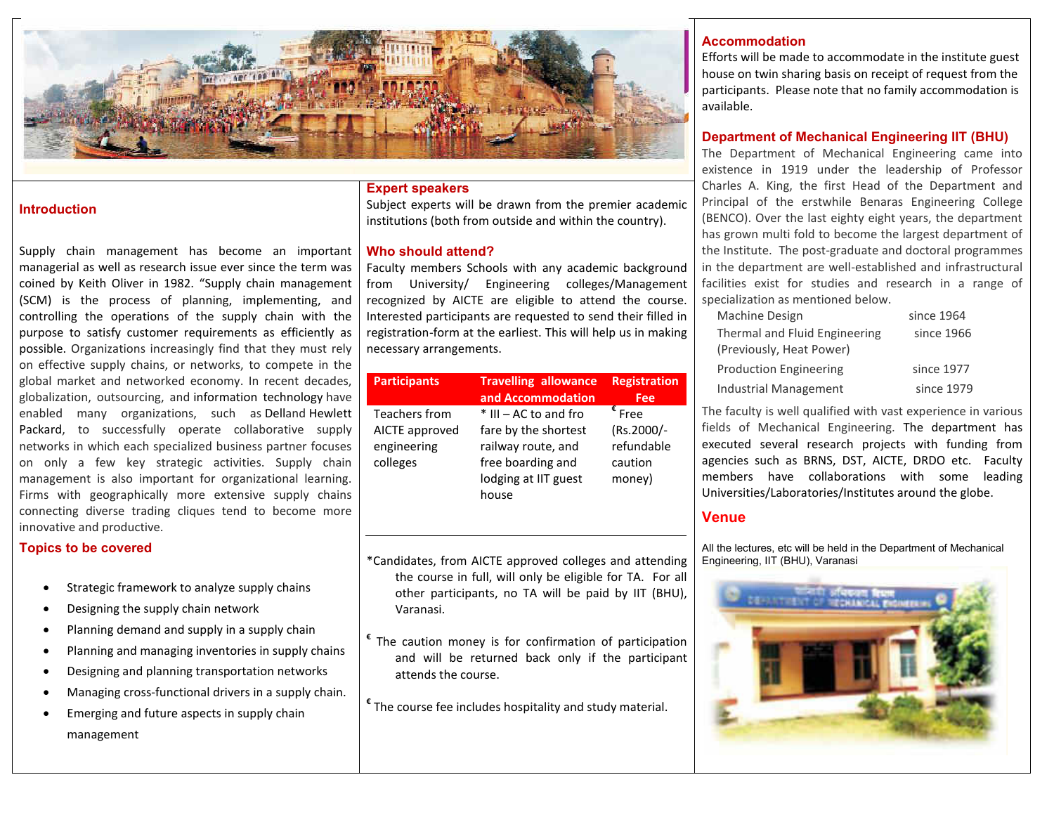## Introduction

Supply chain management has become an important managerial as well as research issue ever since the term was coined by Keith Oliver in 1982. "Supply chain management (SCM) is the process of planning, implementing, and controlling the operations of the supply chain with the purpose to satisfy customer requirements as efficiently as possible. Organizations increasingly find that they must rely on effective supply chains, or networks, to compete in the global market and networked economy. In recent decades, globalization, outsourcing, and information technology have enabled many organizations, such as Delland Hewlett Packard, to successfully operate collaborative supply networks in which each specialized business partner focuses on only a few key strategic activities. Supply chain management is also important for organizational learning. Firms with geographically more extensive supply chains connecting diverse trading cliques tend to become more innovative and productive.

## Topics to be covered

- Strategic framework to analyze supply chains
- Designing the supply chain network
- Planning demand and supply in a supply chain
- Planning and managing inventories in supply chains
- Designing and planning transportation networks
- Managing cross-functional drivers in a supply chain.
- Emerging and future aspects in supply chain management

## Expert speakers

Subject experts will be drawn from the premier academic institutions (both from outside and within the country).

## Who should attend?

Faculty members Schools with any academic background from University/ Engineering colleges/Management recognized by AICTE are eligible to attend the course. Interested participants are requested to send their filled in registration-form at the earliest. This will help us in making necessary arrangements.

| Participants | Travelling allowance and Accommodation | Registration Fee |
|---|---|---|
| Teachers from AICTE approved engineering colleges | * III – AC to and fro fare by the shortest railway route, and free boarding and lodging at IIT guest house | € Free (Rs.2000/- refundable caution money) |

*Candidates, from AICTE approved colleges and attending the course in full, will only be eligible for TA. For all other participants, no TA will be paid by IIT (BHU), Varanasi.

€ The caution money is for confirmation of participation and will be returned back only if the participant attends the course.

€ The course fee includes hospitality and study material.

## Accommodation

Efforts will be made to accommodate in the institute guest house on twin sharing basis on receipt of request from the participants. Please note that no family accommodation is available.

## Department of Mechanical Engineering IIT (BHU)

The Department of Mechanical Engineering came into existence in 1919 under the leadership of Professor Charles A. King, the first Head of the Department and Principal of the erstwhile Benaras Engineering College (BENCO). Over the last eighty eight years, the department has grown multi fold to become the largest department of the Institute. The post-graduate and doctoral programmes in the department are well-established and infrastructural facilities exist for studies and research in a range of specialization as mentioned below.

| | |
|---|---|
| Machine Design | since 1964 |
| Thermal and Fluid Engineering (Previously, Heat Power) | since 1966 |
| Production Engineering | since 1977 |
| Industrial Management | since 1979 |

The faculty is well qualified with vast experience in various fields of Mechanical Engineering. The department has executed several research projects with funding from agencies such as BRNS, DST, AICTE, DRDO etc. Faculty members have collaborations with some leading Universities/Laboratories/Institutes around the globe.

## Venue

All the lectures, etc will be held in the Department of Mechanical Engineering, IIT (BHU), Varanasi